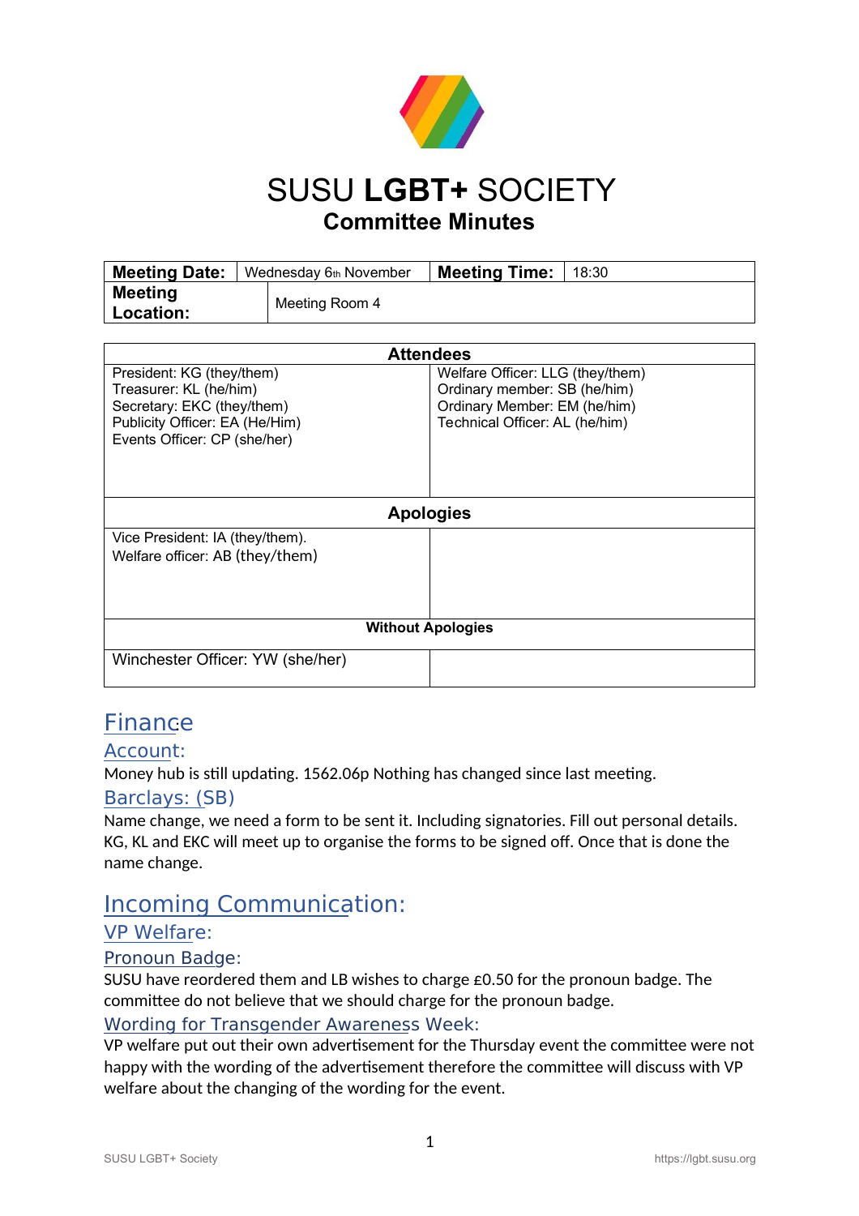# SUSU **LGBT+** SOCIETY

## Committee Minutes

| **Meeting Date:** | Wednesday 6th November | **Meeting Time:** | 18:30 |
|---|---|---|---|
| **Meeting Location:** | Meeting Room 4 | | |

| **Attendees** | |
|---|---|
| President: KG (they/them)<br>Treasurer: KL (he/him)<br>Secretary: EKC (they/them)<br>Publicity Officer: EA (He/Him)<br>Events Officer: CP (she/her) | Welfare Officer: LLG (they/them)<br>Ordinary member: SB (he/him)<br>Ordinary Member: EM (he/him)<br>Technical Officer: AL (he/him) |
| **Apologies** | |
| Vice President: IA (they/them).<br>Welfare officer: AB (they/them) | |
| **Without Apologies** | |
| Winchester Officer: YW (she/her) | |

# Finance

## Account:

Money hub is still updating. 1562.06p Nothing has changed since last meeting.

## Barclays: (SB)

Name change, we need a form to be sent it. Including signatories. Fill out personal details. KG, KL and EKC will meet up to organise the forms to be signed off. Once that is done the name change.

# Incoming Communication:

## VP Welfare:

### Pronoun Badge:

SUSU have reordered them and LB wishes to charge £0.50 for the pronoun badge. The committee do not believe that we should charge for the pronoun badge.

### Wording for Transgender Awareness Week:

VP welfare put out their own advertisement for the Thursday event the committee were not happy with the wording of the advertisement therefore the committee will discuss with VP welfare about the changing of the wording for the event.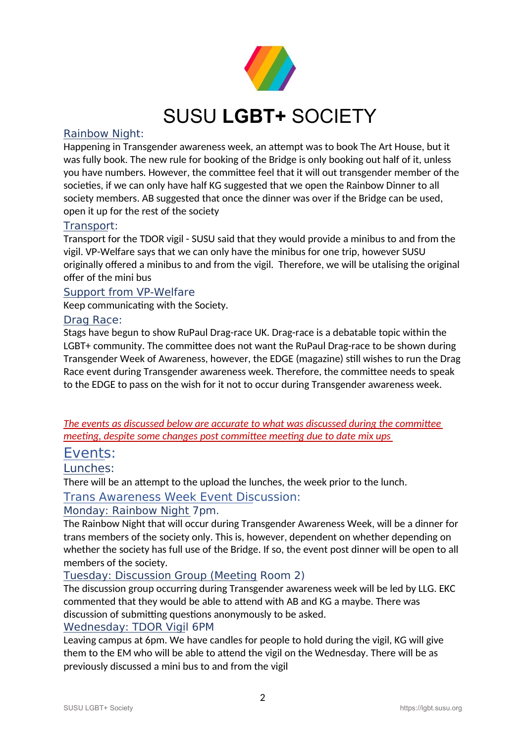# SUSU **LGBT+** SOCIETY

## Rainbow Night:

Happening in Transgender awareness week, an attempt was to book The Art House, but it was fully book. The new rule for booking of the Bridge is only booking out half of it, unless you have numbers. However, the committee feel that it will out transgender member of the societies, if we can only have half KG suggested that we open the Rainbow Dinner to all society members. AB suggested that once the dinner was over if the Bridge can be used, open it up for the rest of the society

## Transport:

Transport for the TDOR vigil - SUSU said that they would provide a minibus to and from the vigil. VP-Welfare says that we can only have the minibus for one trip, however SUSU originally offered a minibus to and from the vigil.  Therefore, we will be utalising the original offer of the mini bus

## Support from VP-Welfare

Keep communicating with the Society.

## Drag Race:

Stags have begun to show RuPaul Drag-race UK. Drag-race is a debatable topic within the LGBT+ community. The committee does not want the RuPaul Drag-race to be shown during Transgender Week of Awareness, however, the EDGE (magazine) still wishes to run the Drag Race event during Transgender awareness week. Therefore, the committee needs to speak to the EDGE to pass on the wish for it not to occur during Transgender awareness week.

*The events as discussed below are accurate to what was discussed during the committee meeting, despite some changes post committee meeting due to date mix ups*

# Events:

## Lunches:

There will be an attempt to the upload the lunches, the week prior to the lunch.

## Trans Awareness Week Event Discussion:

### Monday: Rainbow Night 7pm.

The Rainbow Night that will occur during Transgender Awareness Week, will be a dinner for trans members of the society only. This is, however, dependent on whether depending on whether the society has full use of the Bridge. If so, the event post dinner will be open to all members of the society.

### Tuesday: Discussion Group (Meeting Room 2)

The discussion group occurring during Transgender awareness week will be led by LLG. EKC commented that they would be able to attend with AB and KG a maybe. There was discussion of submitting questions anonymously to be asked.

### Wednesday: TDOR Vigil 6PM

Leaving campus at 6pm. We have candles for people to hold during the vigil, KG will give them to the EM who will be able to attend the vigil on the Wednesday. There will be as previously discussed a mini bus to and from the vigil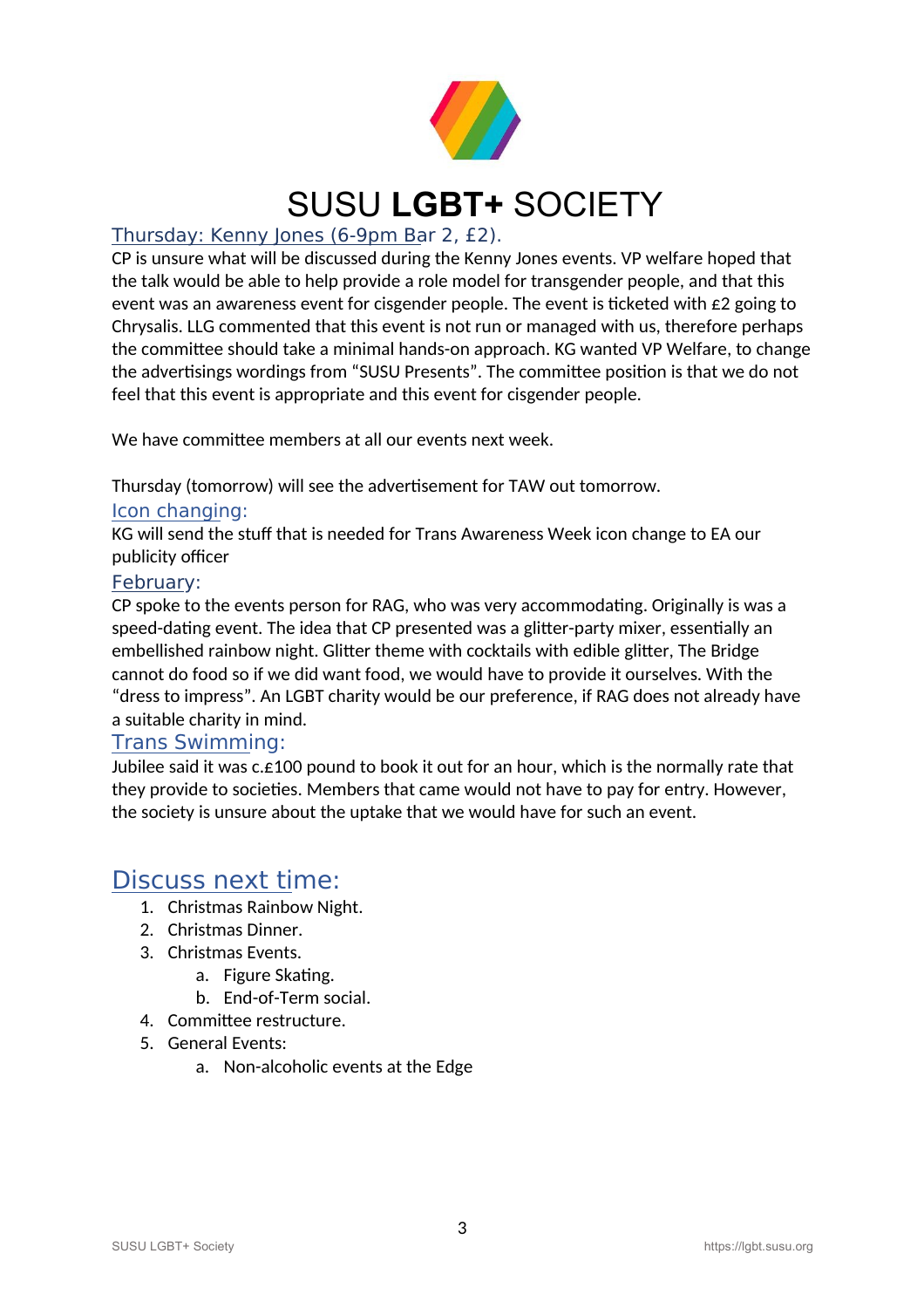# SUSU **LGBT+** SOCIETY

### Thursday: Kenny Jones (6-9pm Bar 2, £2).

CP is unsure what will be discussed during the Kenny Jones events. VP welfare hoped that the talk would be able to help provide a role model for transgender people, and that this event was an awareness event for cisgender people. The event is ticketed with £2 going to Chrysalis. LLG commented that this event is not run or managed with us, therefore perhaps the committee should take a minimal hands-on approach. KG wanted VP Welfare, to change the advertisings wordings from "SUSU Presents". The committee position is that we do not feel that this event is appropriate and this event for cisgender people.

We have committee members at all our events next week.

Thursday (tomorrow) will see the advertisement for TAW out tomorrow.

### Icon changing:

KG will send the stuff that is needed for Trans Awareness Week icon change to EA our publicity officer

### February:

CP spoke to the events person for RAG, who was very accommodating. Originally is was a speed-dating event. The idea that CP presented was a glitter-party mixer, essentially an embellished rainbow night. Glitter theme with cocktails with edible glitter, The Bridge cannot do food so if we did want food, we would have to provide it ourselves. With the "dress to impress". An LGBT charity would be our preference, if RAG does not already have a suitable charity in mind.

### Trans Swimming:

Jubilee said it was c.£100 pound to book it out for an hour, which is the normally rate that they provide to societies. Members that came would not have to pay for entry. However, the society is unsure about the uptake that we would have for such an event.

## Discuss next time:

1. Christmas Rainbow Night.
2. Christmas Dinner.
3. Christmas Events.
    a. Figure Skating.
    b. End-of-Term social.
4. Committee restructure.
5. General Events:
    a. Non-alcoholic events at the Edge